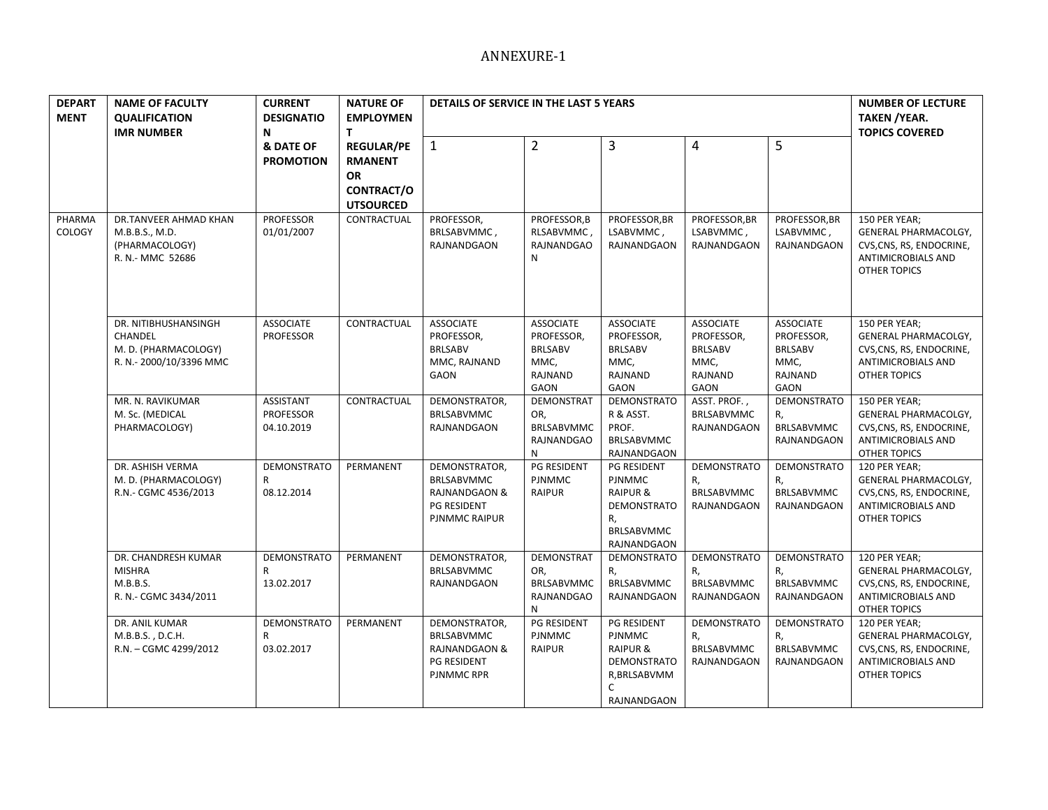# ANNEXURE-1

| DEPARTMENT | NAME OF FACULTY QUALIFICATION IMR NUMBER | CURRENT DESIGNATION & DATE OF PROMOTION | NATURE OF EMPLOYMENT REGULAR/PERMANENT OR CONTRACT/OUTSOURCED | DETAILS OF SERVICE IN THE LAST 5 YEARS | | | | | NUMBER OF LECTURE TAKEN /YEAR. TOPICS COVERED |
|---|---|---|---|---|---|---|---|---|---|
| | | | | 1 | 2 | 3 | 4 | 5 | |
| PHARMACOLOGY | DR.TANVEER AHMAD KHAN M.B.B.S., M.D. (PHARMACOLOGY) R. N.- MMC 52686 | PROFESSOR 01/01/2007 | CONTRACTUAL | PROFESSOR, BRLSABVMMC, RAJNANDGAON | PROFESSOR,BRLSABVMMC, RAJNANDGAON | PROFESSOR,BRLSABVMMC, RAJNANDGAON | PROFESSOR,BRLSABVMMC, RAJNANDGAON | PROFESSOR,BRLSABVMMC, RAJNANDGAON | 150 PER YEAR; GENERAL PHARMACOLGY, CVS,CNS, RS, ENDOCRINE, ANTIMICROBIALS AND OTHER TOPICS |
| | DR. NITIBHUSHANSINGH CHANDEL M. D. (PHARMACOLOGY) R. N.- 2000/10/3396 MMC | ASSOCIATE PROFESSOR | CONTRACTUAL | ASSOCIATE PROFESSOR, BRLSABV MMC, RAJNAND GAON | ASSOCIATE PROFESSOR, BRLSABV MMC, RAJNAND GAON | ASSOCIATE PROFESSOR, BRLSABV MMC, RAJNAND GAON | ASSOCIATE PROFESSOR, BRLSABV MMC, RAJNAND GAON | ASSOCIATE PROFESSOR, BRLSABV MMC, RAJNAND GAON | 150 PER YEAR; GENERAL PHARMACOLGY, CVS,CNS, RS, ENDOCRINE, ANTIMICROBIALS AND OTHER TOPICS |
| | MR. N. RAVIKUMAR M. Sc. (MEDICAL PHARMACOLOGY) | ASSISTANT PROFESSOR 04.10.2019 | CONTRACTUAL | DEMONSTRATOR, BRLSABVMMC RAJNANDGAON | DEMONSTRATOR, BRLSABVMMC RAJNANDGAON | DEMONSTRATOR & ASST. PROF. BRLSABVMMC RAJNANDGAON | ASST. PROF., BRLSABVMMC RAJNANDGAON | DEMONSTRATOR, BRLSABVMMC RAJNANDGAON | 150 PER YEAR; GENERAL PHARMACOLGY, CVS,CNS, RS, ENDOCRINE, ANTIMICROBIALS AND OTHER TOPICS |
| | DR. ASHISH VERMA M. D. (PHARMACOLOGY) R.N.- CGMC 4536/2013 | DEMONSTRATOR 08.12.2014 | PERMANENT | DEMONSTRATOR, BRLSABVMMC RAJNANDGAON & PG RESIDENT PJNMMC RAIPUR | PG RESIDENT PJNMMC RAIPUR | PG RESIDENT PJNMMC RAIPUR & DEMONSTRATOR, BRLSABVMMC RAJNANDGAON | DEMONSTRATOR, BRLSABVMMC RAJNANDGAON | DEMONSTRATOR, BRLSABVMMC RAJNANDGAON | 120 PER YEAR; GENERAL PHARMACOLGY, CVS,CNS, RS, ENDOCRINE, ANTIMICROBIALS AND OTHER TOPICS |
| | DR. CHANDRESH KUMAR MISHRA M.B.B.S. R. N.- CGMC 3434/2011 | DEMONSTRATOR 13.02.2017 | PERMANENT | DEMONSTRATOR, BRLSABVMMC RAJNANDGAON | DEMONSTRATOR, BRLSABVMMC RAJNANDGAON | DEMONSTRATOR, BRLSABVMMC RAJNANDGAON | DEMONSTRATOR, BRLSABVMMC RAJNANDGAON | DEMONSTRATOR, BRLSABVMMC RAJNANDGAON | 120 PER YEAR; GENERAL PHARMACOLGY, CVS,CNS, RS, ENDOCRINE, ANTIMICROBIALS AND OTHER TOPICS |
| | DR. ANIL KUMAR M.B.B.S. , D.C.H. R.N. – CGMC 4299/2012 | DEMONSTRATOR 03.02.2017 | PERMANENT | DEMONSTRATOR, BRLSABVMMC RAJNANDGAON & PG RESIDENT PJNMMC RPR | PG RESIDENT PJNMMC RAIPUR | PG RESIDENT PJNMMC RAIPUR & DEMONSTRATOR,BRLSABVMMC RAJNANDGAON | DEMONSTRATOR, BRLSABVMMC RAJNANDGAON | DEMONSTRATOR, BRLSABVMMC RAJNANDGAON | 120 PER YEAR; GENERAL PHARMACOLGY, CVS,CNS, RS, ENDOCRINE, ANTIMICROBIALS AND OTHER TOPICS |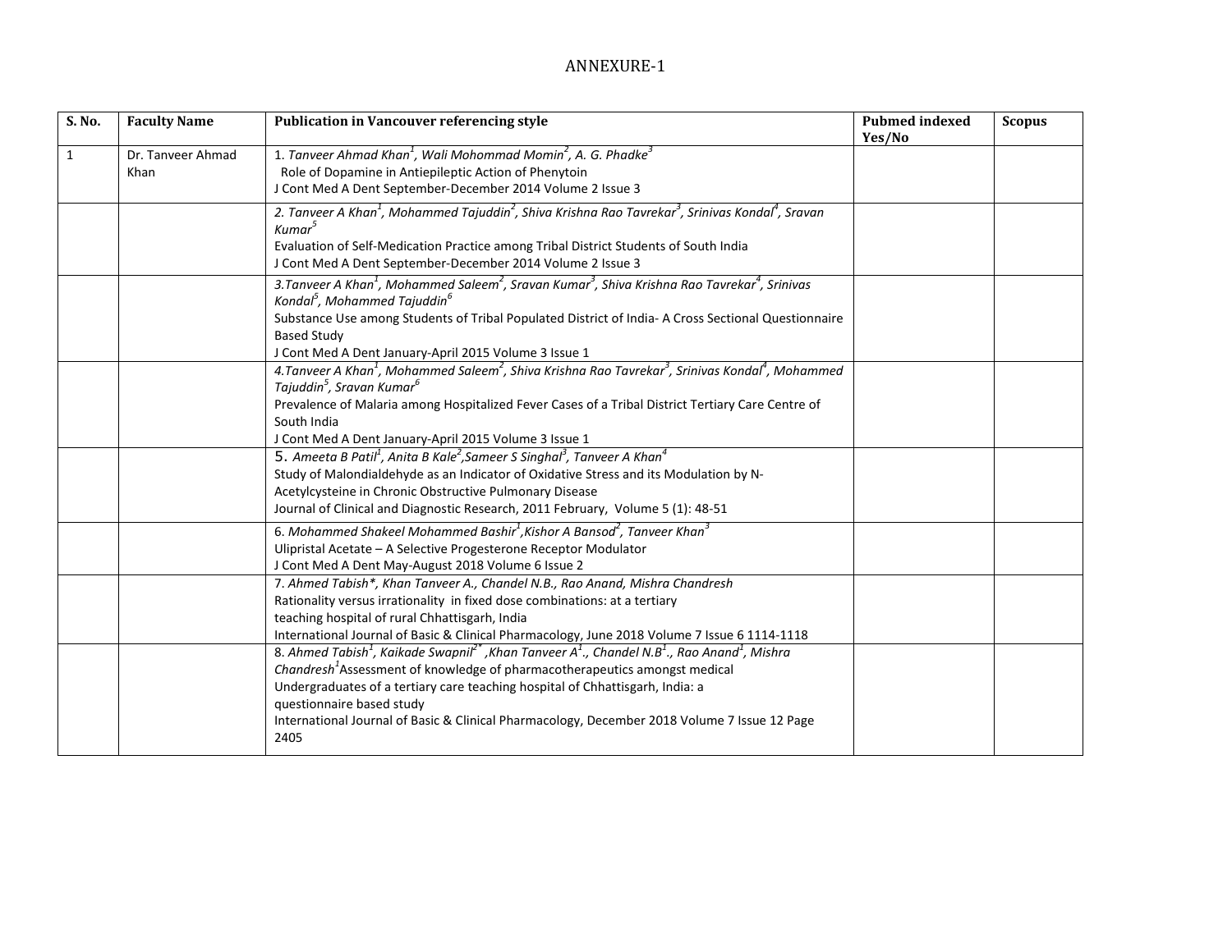# ANNEXURE-1

| S. No. | Faculty Name | Publication in Vancouver referencing style | Pubmed indexed Yes/No | Scopus |
|---|---|---|---|---|
| 1 | Dr. Tanveer Ahmad Khan | 1. *Tanveer Ahmad Khan[1], Wali Mohommad Momin[2], A. G. Phadke[3]* Role of Dopamine in Antiepileptic Action of Phenytoin J Cont Med A Dent September-December 2014 Volume 2 Issue 3 | | |
| | | 2. *Tanveer A Khan[1], Mohammed Tajuddin[2], Shiva Krishna Rao Tavrekar[3], Srinivas Kondal[4], Sravan Kumar[5]* Evaluation of Self-Medication Practice among Tribal District Students of South India J Cont Med A Dent September-December 2014 Volume 2 Issue 3 | | |
| | | 3.*Tanveer A Khan[1], Mohammed Saleem[2], Sravan Kumar[3], Shiva Krishna Rao Tavrekar[4], Srinivas Kondal[5], Mohammed Tajuddin[6]* Substance Use among Students of Tribal Populated District of India- A Cross Sectional Questionnaire Based Study J Cont Med A Dent January-April 2015 Volume 3 Issue 1 | | |
| | | 4.*Tanveer A Khan[1], Mohammed Saleem[2], Shiva Krishna Rao Tavrekar[3], Srinivas Kondal[4], Mohammed Tajuddin[5], Sravan Kumar[6]* Prevalence of Malaria among Hospitalized Fever Cases of a Tribal District Tertiary Care Centre of South India J Cont Med A Dent January-April 2015 Volume 3 Issue 1 | | |
| | | 5. *Ameeta B Patil[1], Anita B Kale[2],Sameer S Singhal[3], Tanveer A Khan[4]* Study of Malondialdehyde as an Indicator of Oxidative Stress and its Modulation by N-Acetylcysteine in Chronic Obstructive Pulmonary Disease Journal of Clinical and Diagnostic Research, 2011 February, Volume 5 (1): 48-51 | | |
| | | 6. *Mohammed Shakeel Mohammed Bashir[1],Kishor A Bansod[2], Tanveer Khan[3]* Ulipristal Acetate – A Selective Progesterone Receptor Modulator J Cont Med A Dent May-August 2018 Volume 6 Issue 2 | | |
| | | 7. *Ahmed Tabish*, Khan Tanveer A., Chandel N.B., Rao Anand, Mishra Chandresh* Rationality versus irrationality in fixed dose combinations: at a tertiary teaching hospital of rural Chhattisgarh, India International Journal of Basic & Clinical Pharmacology, June 2018 Volume 7 Issue 6 1114-1118 | | |
| | | 8. *Ahmed Tabish[1], Kaikade Swapnil[2*] ,Khan Tanveer A[1]., Chandel N.B[1]., Rao Anand[1], Mishra Chandresh[1]* Assessment of knowledge of pharmacotherapeutics amongst medical Undergraduates of a tertiary care teaching hospital of Chhattisgarh, India: a questionnaire based study International Journal of Basic & Clinical Pharmacology, December 2018 Volume 7 Issue 12 Page 2405 | | |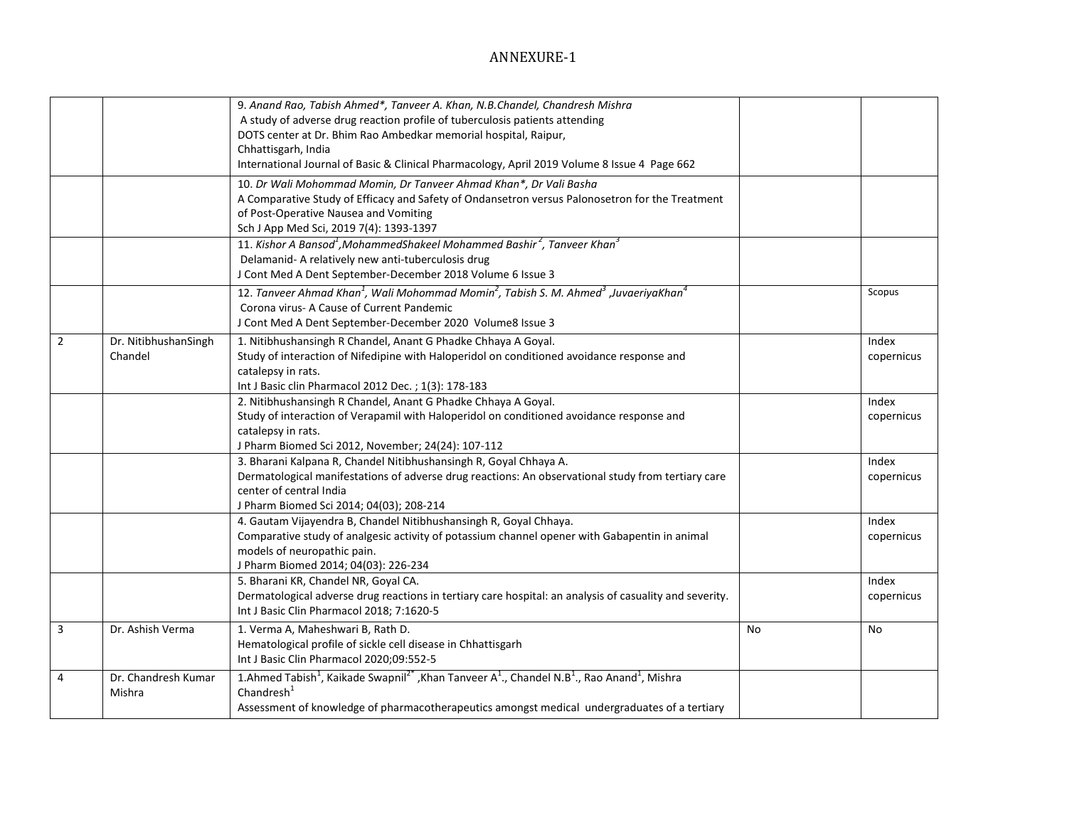# ANNEXURE-1

| | | | | |
|---|---|---|---|---|
| | | 9. *Anand Rao, Tabish Ahmed*, Tanveer A. Khan, N.B.Chandel, Chandresh Mishra*<br>A study of adverse drug reaction profile of tuberculosis patients attending DOTS center at Dr. Bhim Rao Ambedkar memorial hospital, Raipur, Chhattisgarh, India<br>International Journal of Basic & Clinical Pharmacology, April 2019 Volume 8 Issue 4 Page 662 | | |
| | | 10. *Dr Wali Mohommad Momin, Dr Tanveer Ahmad Khan*, Dr Vali Basha*<br>A Comparative Study of Efficacy and Safety of Ondansetron versus Palonosetron for the Treatment of Post-Operative Nausea and Vomiting<br>Sch J App Med Sci, 2019 7(4): 1393-1397 | | |
| | | 11. *Kishor A Bansod[1],MohammedShakeel Mohammed Bashir [2], Tanveer Khan[3]*<br>Delamanid- A relatively new anti-tuberculosis drug<br>J Cont Med A Dent September-December 2018 Volume 6 Issue 3 | | |
| | | 12. *Tanveer Ahmad Khan[1], Wali Mohommad Momin[2], Tabish S. M. Ahmed[3] ,JuvaeriyaKhan[4]*<br>Corona virus- A Cause of Current Pandemic<br>J Cont Med A Dent September-December 2020 Volume8 Issue 3 | | Scopus |
| 2 | Dr. NitibhushanSingh Chandel | 1. Nitibhushansingh R Chandel, Anant G Phadke Chhaya A Goyal.<br>Study of interaction of Nifedipine with Haloperidol on conditioned avoidance response and catalepsy in rats.<br>Int J Basic clin Pharmacol 2012 Dec. ; 1(3): 178-183 | | Index copernicus |
| | | 2. Nitibhushansingh R Chandel, Anant G Phadke Chhaya A Goyal.<br>Study of interaction of Verapamil with Haloperidol on conditioned avoidance response and catalepsy in rats.<br>J Pharm Biomed Sci 2012, November; 24(24): 107-112 | | Index copernicus |
| | | 3. Bharani Kalpana R, Chandel Nitibhushansingh R, Goyal Chhaya A.<br>Dermatological manifestations of adverse drug reactions: An observational study from tertiary care center of central India<br>J Pharm Biomed Sci 2014; 04(03); 208-214 | | Index copernicus |
| | | 4. Gautam Vijayendra B, Chandel Nitibhushansingh R, Goyal Chhaya.<br>Comparative study of analgesic activity of potassium channel opener with Gabapentin in animal models of neuropathic pain.<br>J Pharm Biomed 2014; 04(03): 226-234 | | Index copernicus |
| | | 5. Bharani KR, Chandel NR, Goyal CA.<br>Dermatological adverse drug reactions in tertiary care hospital: an analysis of casuality and severity.<br>Int J Basic Clin Pharmacol 2018; 7:1620-5 | | Index copernicus |
| 3 | Dr. Ashish Verma | 1. Verma A, Maheshwari B, Rath D.<br>Hematological profile of sickle cell disease in Chhattisgarh<br>Int J Basic Clin Pharmacol 2020;09:552-5 | No | No |
| 4 | Dr. Chandresh Kumar Mishra | 1.Ahmed Tabish[1], Kaikade Swapnil[2*] ,Khan Tanveer A[1]., Chandel N.B[1]., Rao Anand[1], Mishra Chandresh[1]<br>Assessment of knowledge of pharmacotherapeutics amongst medical undergraduates of a tertiary | | |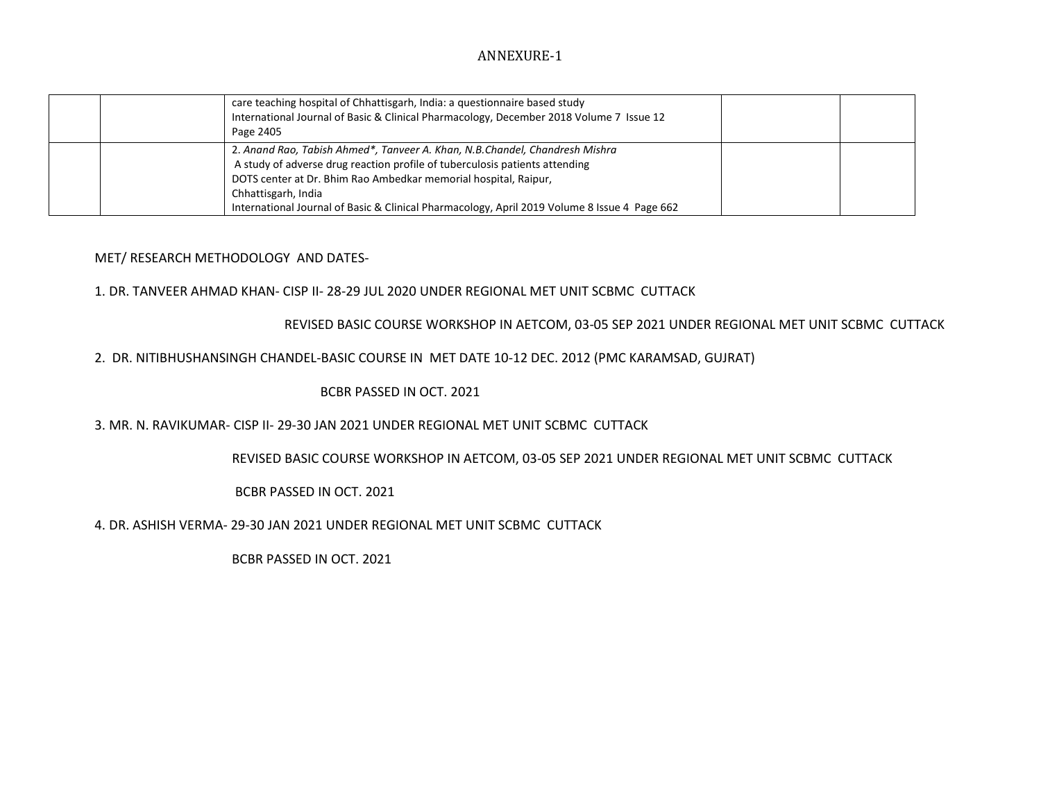# ANNEXURE-1

| | | | | |
|---|---|---|---|---|
| | | care teaching hospital of Chhattisgarh, India: a questionnaire based study<br>International Journal of Basic & Clinical Pharmacology, December 2018 Volume 7 Issue 12<br>Page 2405 | | |
| | | 2. *Anand Rao, Tabish Ahmed\*, Tanveer A. Khan, N.B.Chandel, Chandresh Mishra*<br>A study of adverse drug reaction profile of tuberculosis patients attending<br>DOTS center at Dr. Bhim Rao Ambedkar memorial hospital, Raipur,<br>Chhattisgarh, India<br>International Journal of Basic & Clinical Pharmacology, April 2019 Volume 8 Issue 4 Page 662 | | |

MET/ RESEARCH METHODOLOGY AND DATES-

1. DR. TANVEER AHMAD KHAN- CISP II- 28-29 JUL 2020 UNDER REGIONAL MET UNIT SCBMC CUTTACK

   REVISED BASIC COURSE WORKSHOP IN AETCOM, 03-05 SEP 2021 UNDER REGIONAL MET UNIT SCBMC CUTTACK

2. DR. NITIBHUSHANSINGH CHANDEL-BASIC COURSE IN MET DATE 10-12 DEC. 2012 (PMC KARAMSAD, GUJRAT)

   BCBR PASSED IN OCT. 2021

3. MR. N. RAVIKUMAR- CISP II- 29-30 JAN 2021 UNDER REGIONAL MET UNIT SCBMC CUTTACK

   REVISED BASIC COURSE WORKSHOP IN AETCOM, 03-05 SEP 2021 UNDER REGIONAL MET UNIT SCBMC CUTTACK

   BCBR PASSED IN OCT. 2021

4. DR. ASHISH VERMA- 29-30 JAN 2021 UNDER REGIONAL MET UNIT SCBMC CUTTACK

   BCBR PASSED IN OCT. 2021